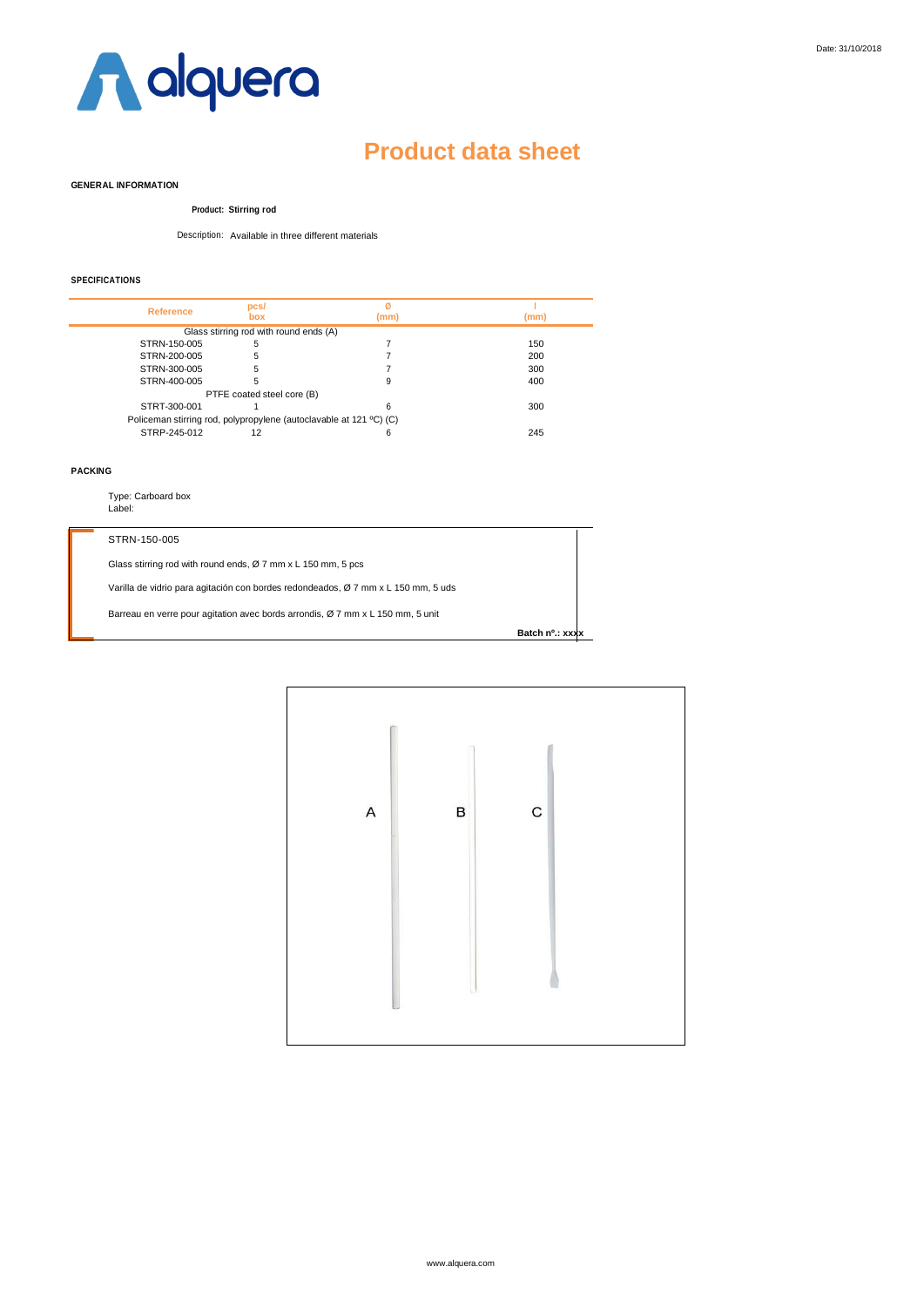Date: 31/10/2018

alquera

# Product data sheet

## GENERAL INFORMATION

**Product: Stirring rod**

Description: Available in three different materials

## SPECIFICATIONS

| Reference | pcs/ box | Ø (mm) | l (mm) |
|---|---|---|---|
| Glass stirring rod with round ends (A) | | | |
| STRN-150-005 | 5 | 7 | 150 |
| STRN-200-005 | 5 | 7 | 200 |
| STRN-300-005 | 5 | 7 | 300 |
| STRN-400-005 | 5 | 9 | 400 |
| PTFE coated steel core (B) | | | |
| STRT-300-001 | 1 | 6 | 300 |
| Policeman stirring rod, polypropylene (autoclavable at 121 ºC) (C) | | | |
| STRP-245-012 | 12 | 6 | 245 |

## PACKING

Type: Carboard box
Label:

STRN-150-005

Glass stirring rod with round ends, Ø 7 mm x L 150 mm, 5 pcs

Varilla de vidrio para agitación con bordes redondeados, Ø 7 mm x L 150 mm, 5 uds

Barreau en verre pour agitation avec bords arrondis, Ø 7 mm x L 150 mm, 5 unit

**Batch nº.: xxxx**

A B C

www.alquera.com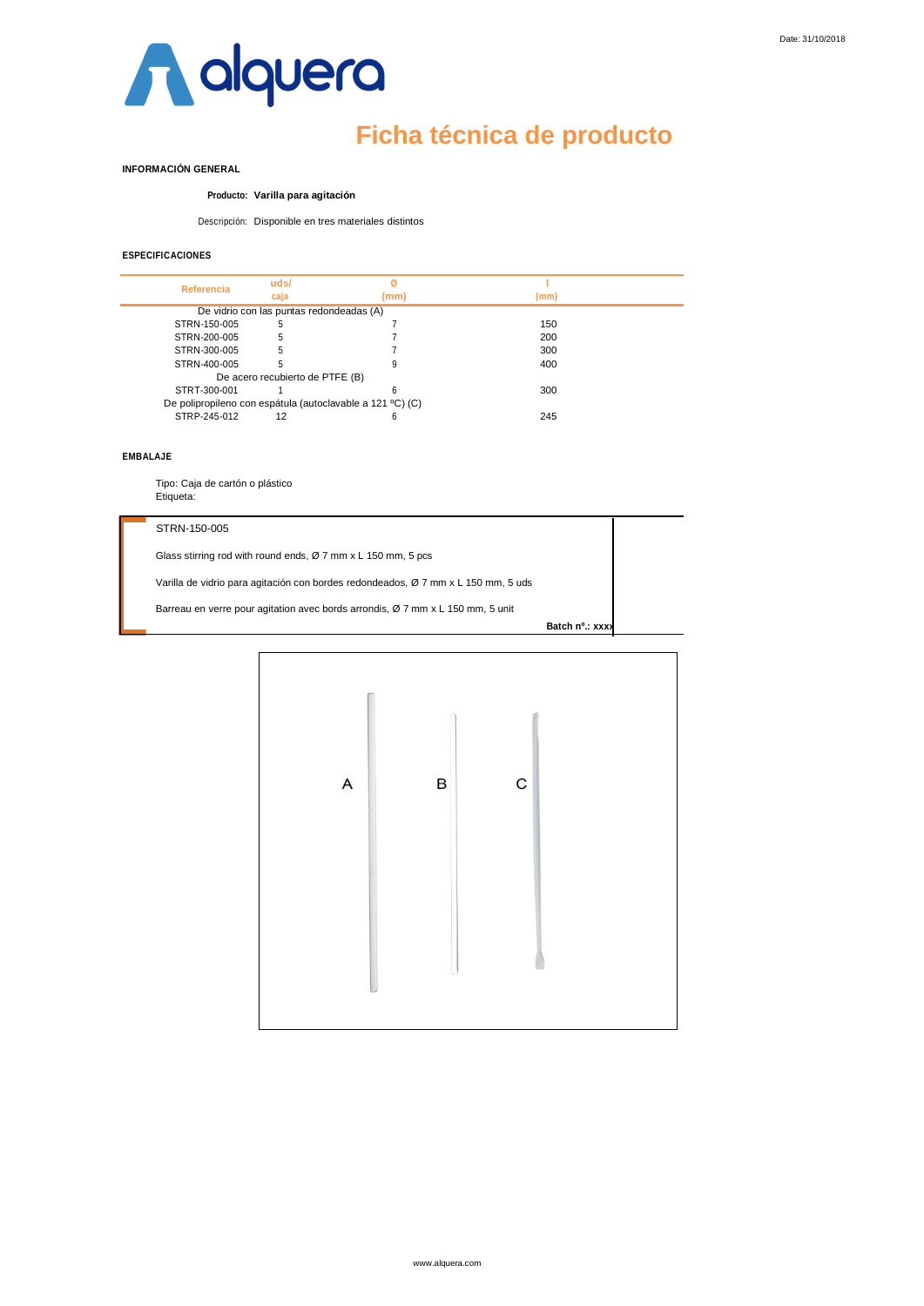Date: 31/10/2018

# Ficha técnica de producto

## INFORMACIÓN GENERAL

**Producto: Varilla para agitación**

Descripción: Disponible en tres materiales distintos

## ESPECIFICACIONES

| Referencia | uds/ caja | Ø (mm) | l (mm) |
|---|---|---|---|
| De vidrio con las puntas redondeadas (A) | | | |
| STRN-150-005 | 5 | 7 | 150 |
| STRN-200-005 | 5 | 7 | 200 |
| STRN-300-005 | 5 | 7 | 300 |
| STRN-400-005 | 5 | 9 | 400 |
| De acero recubierto de PTFE (B) | | | |
| STRT-300-001 | 1 | 6 | 300 |
| De polipropileno con espátula (autoclavable a 121 ºC) (C) | | | |
| STRP-245-012 | 12 | 6 | 245 |

## EMBALAJE

Tipo: Caja de cartón o plástico
Etiqueta:

STRN-150-005

Glass stirring rod with round ends, Ø 7 mm x L 150 mm, 5 pcs

Varilla de vidrio para agitación con bordes redondeados, Ø 7 mm x L 150 mm, 5 uds

Barreau en verre pour agitation avec bords arrondis, Ø 7 mm x L 150 mm, 5 unit

**Batch nº.: xxxx**

A B C

www.alquera.com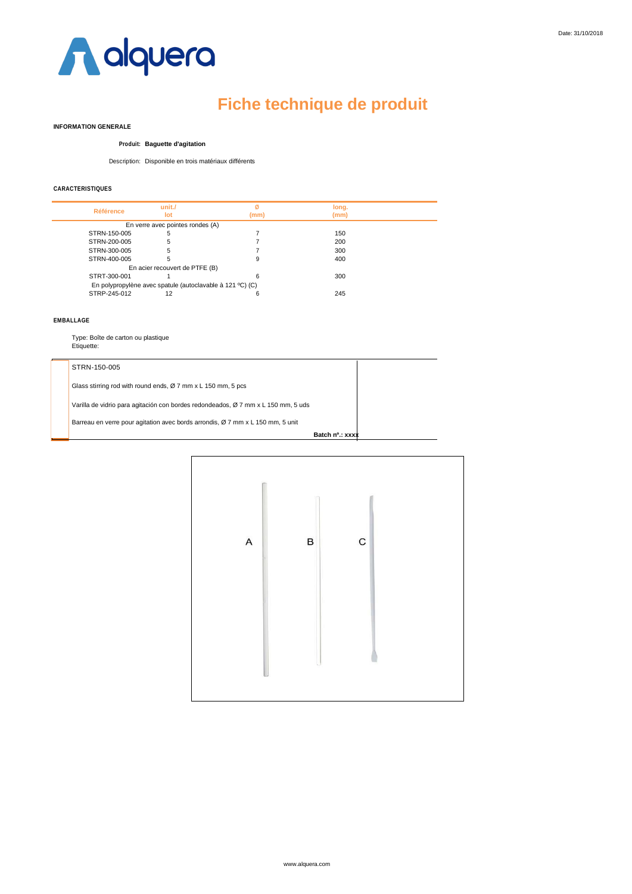Date: 31/10/2018

# Fiche technique de produit

**INFORMATION GENERALE**

**Produit: Baguette d'agitation**

Description: Disponible en trois matériaux différents

**CARACTERISTIQUES**

| Référence | unit./ lot | Ø (mm) | long. (mm) |
|---|---|---|---|
| En verre avec pointes rondes (A) | | | |
| STRN-150-005 | 5 | 7 | 150 |
| STRN-200-005 | 5 | 7 | 200 |
| STRN-300-005 | 5 | 7 | 300 |
| STRN-400-005 | 5 | 9 | 400 |
| En acier recouvert de PTFE (B) | | | |
| STRT-300-001 | 1 | 6 | 300 |
| En polypropylène avec spatule (autoclavable à 121 ºC) (C) | | | |
| STRP-245-012 | 12 | 6 | 245 |

**EMBALLAGE**

Type: Boîte de carton ou plastique
Etiquette:

STRN-150-005

Glass stirring rod with round ends, Ø 7 mm x L 150 mm, 5 pcs

Varilla de vidrio para agitación con bordes redondeados, Ø 7 mm x L 150 mm, 5 uds

Barreau en verre pour agitation avec bords arrondis, Ø 7 mm x L 150 mm, 5 unit

**Batch nº.: xxxx**

A B C

www.alquera.com